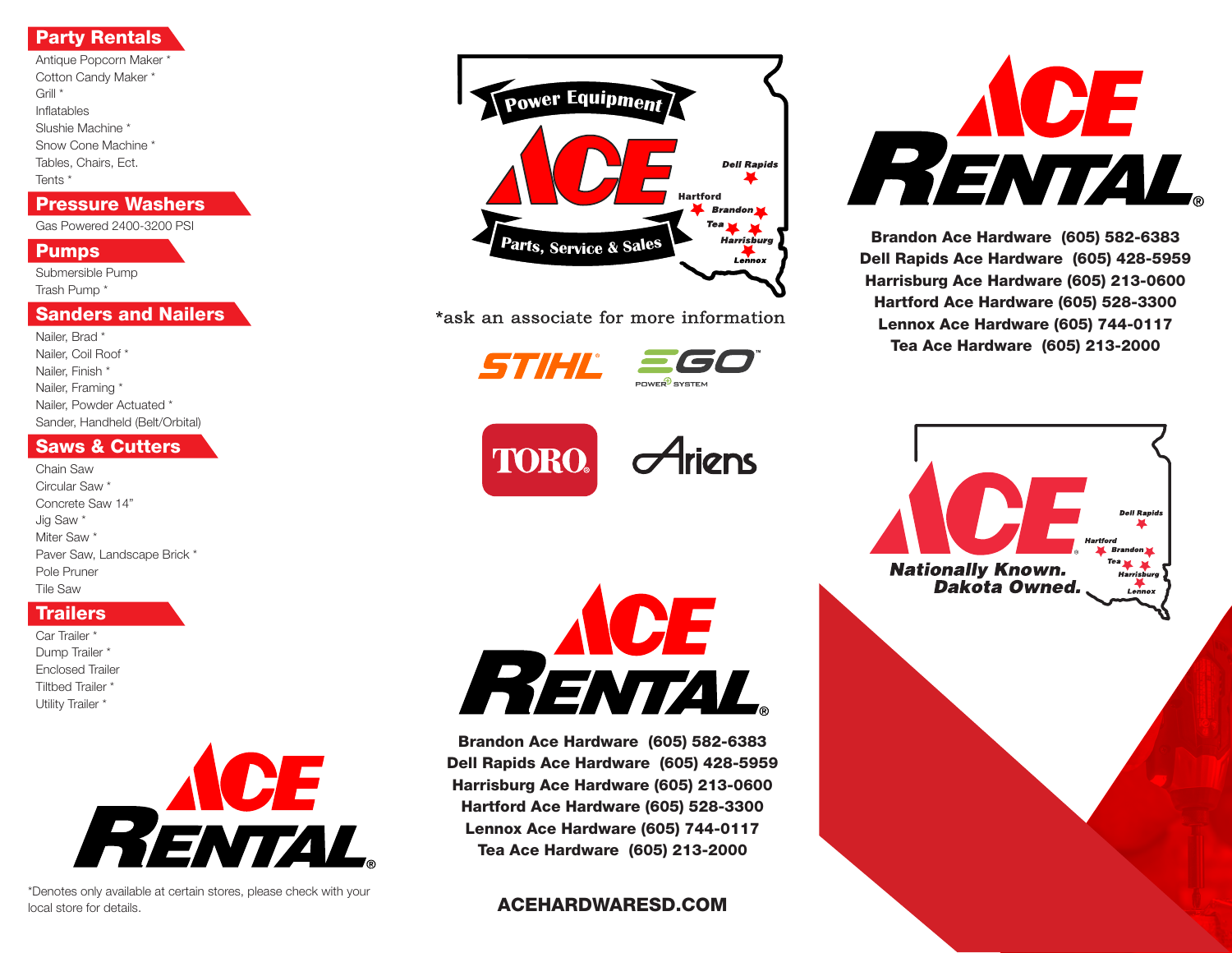## Party Rentals

- Antique Popcorn Maker *
- Cotton Candy Maker *
- Grill *
- Inflatables
- Slushie Machine *
- Snow Cone Machine *
- Tables, Chairs, Ect.
- Tents *

## Pressure Washers

- Gas Powered 2400-3200 PSI

## Pumps

- Submersible Pump
- Trash Pump *

## Sanders and Nailers

- Nailer, Brad *
- Nailer, Coil Roof *
- Nailer, Finish *
- Nailer, Framing *
- Nailer, Powder Actuated *
- Sander, Handheld (Belt/Orbital)

## Saws & Cutters

- Chain Saw
- Circular Saw *
- Concrete Saw 14"
- Jig Saw *
- Miter Saw *
- Paver Saw, Landscape Brick *
- Pole Pruner
- Tile Saw

## Trailers

- Car Trailer *
- Dump Trailer *
- Enclosed Trailer
- Tiltbed Trailer *
- Utility Trailer *

ACE RENTAL®

*Denotes only available at certain stores, please check with your local store for details.

Power Equipment
ACE
Parts, Service & Sales

Dell Rapids, Hartford, Brandon, Tea, Harrisburg, Lennox

*ask an associate for more information

STIHL | EGO POWER+ SYSTEM | TORO | Ariens

ACE RENTAL®

**Brandon Ace Hardware (605) 582-6383**
**Dell Rapids Ace Hardware (605) 428-5959**
**Harrisburg Ace Hardware (605) 213-0600**
**Hartford Ace Hardware (605) 528-3300**
**Lennox Ace Hardware (605) 744-0117**
**Tea Ace Hardware (605) 213-2000**

**ACEHARDWARESD.COM**

ACE RENTAL®

**Brandon Ace Hardware (605) 582-6383**
**Dell Rapids Ace Hardware (605) 428-5959**
**Harrisburg Ace Hardware (605) 213-0600**
**Hartford Ace Hardware (605) 528-3300**
**Lennox Ace Hardware (605) 744-0117**
**Tea Ace Hardware (605) 213-2000**

ACE

***Nationally Known. Dakota Owned.***

Dell Rapids, Hartford, Brandon, Tea, Harrisburg, Lennox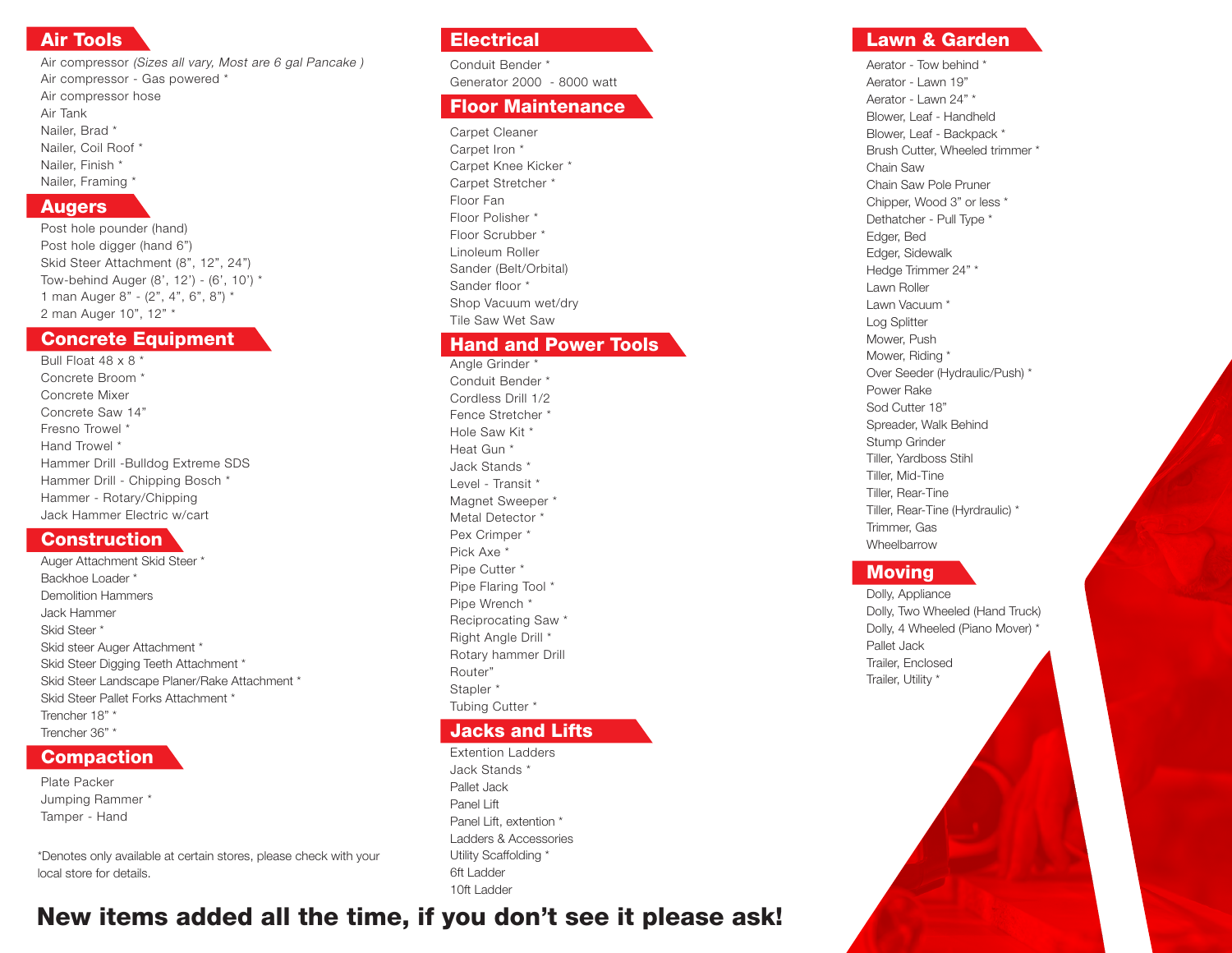## Air Tools

Air compressor *(Sizes all vary, Most are 6 gal Pancake )*
Air compressor - Gas powered *
Air compressor hose
Air Tank
Nailer, Brad *
Nailer, Coil Roof *
Nailer, Finish *
Nailer, Framing *

## Augers

Post hole pounder (hand)
Post hole digger (hand 6”)
Skid Steer Attachment (8”, 12”, 24”)
Tow-behind Auger (8’, 12’) - (6’, 10’) *
1 man Auger 8” - (2”, 4”, 6”, 8”) *
2 man Auger 10”, 12” *

## Concrete Equipment

Bull Float 48 x 8 *
Concrete Broom *
Concrete Mixer
Concrete Saw 14”
Fresno Trowel *
Hand Trowel *
Hammer Drill -Bulldog Extreme SDS
Hammer Drill - Chipping Bosch *
Hammer - Rotary/Chipping
Jack Hammer Electric w/cart

## Construction

Auger Attachment Skid Steer *
Backhoe Loader *
Demolition Hammers
Jack Hammer
Skid Steer *
Skid steer Auger Attachment *
Skid Steer Digging Teeth Attachment *
Skid Steer Landscape Planer/Rake Attachment *
Skid Steer Pallet Forks Attachment *
Trencher 18” *
Trencher 36” *

## Compaction

Plate Packer
Jumping Rammer *
Tamper - Hand

*Denotes only available at certain stores, please check with your local store for details.

## Electrical

Conduit Bender *
Generator 2000 - 8000 watt

## Floor Maintenance

Carpet Cleaner
Carpet Iron *
Carpet Knee Kicker *
Carpet Stretcher *
Floor Fan
Floor Polisher *
Floor Scrubber *
Linoleum Roller
Sander (Belt/Orbital)
Sander floor *
Shop Vacuum wet/dry
Tile Saw Wet Saw

## Hand and Power Tools

Angle Grinder *
Conduit Bender *
Cordless Drill 1/2
Fence Stretcher *
Hole Saw Kit *
Heat Gun *
Jack Stands *
Level - Transit *
Magnet Sweeper *
Metal Detector *
Pex Crimper *
Pick Axe *
Pipe Cutter *
Pipe Flaring Tool *
Pipe Wrench *
Reciprocating Saw *
Right Angle Drill *
Rotary hammer Drill
Router”
Stapler *
Tubing Cutter *

## Jacks and Lifts

Extention Ladders
Jack Stands *
Pallet Jack
Panel Lift
Panel Lift, extention *
Ladders & Accessories
Utility Scaffolding *
6ft Ladder
10ft Ladder

## Lawn & Garden

Aerator - Tow behind *
Aerator - Lawn 19”
Aerator - Lawn 24” *
Blower, Leaf - Handheld
Blower, Leaf - Backpack *
Brush Cutter, Wheeled trimmer *
Chain Saw
Chain Saw Pole Pruner
Chipper, Wood 3” or less *
Dethatcher - Pull Type *
Edger, Bed
Edger, Sidewalk
Hedge Trimmer 24” *
Lawn Roller
Lawn Vacuum *
Log Splitter
Mower, Push
Mower, Riding *
Over Seeder (Hydraulic/Push) *
Power Rake
Sod Cutter 18”
Spreader, Walk Behind
Stump Grinder
Tiller, Yardboss Stihl
Tiller, Mid-Tine
Tiller, Rear-Tine
Tiller, Rear-Tine (Hyrdraulic) *
Trimmer, Gas
Wheelbarrow

## Moving

Dolly, Appliance
Dolly, Two Wheeled (Hand Truck)
Dolly, 4 Wheeled (Piano Mover) *
Pallet Jack
Trailer, Enclosed
Trailer, Utility *

**New items added all the time, if you don’t see it please ask!**